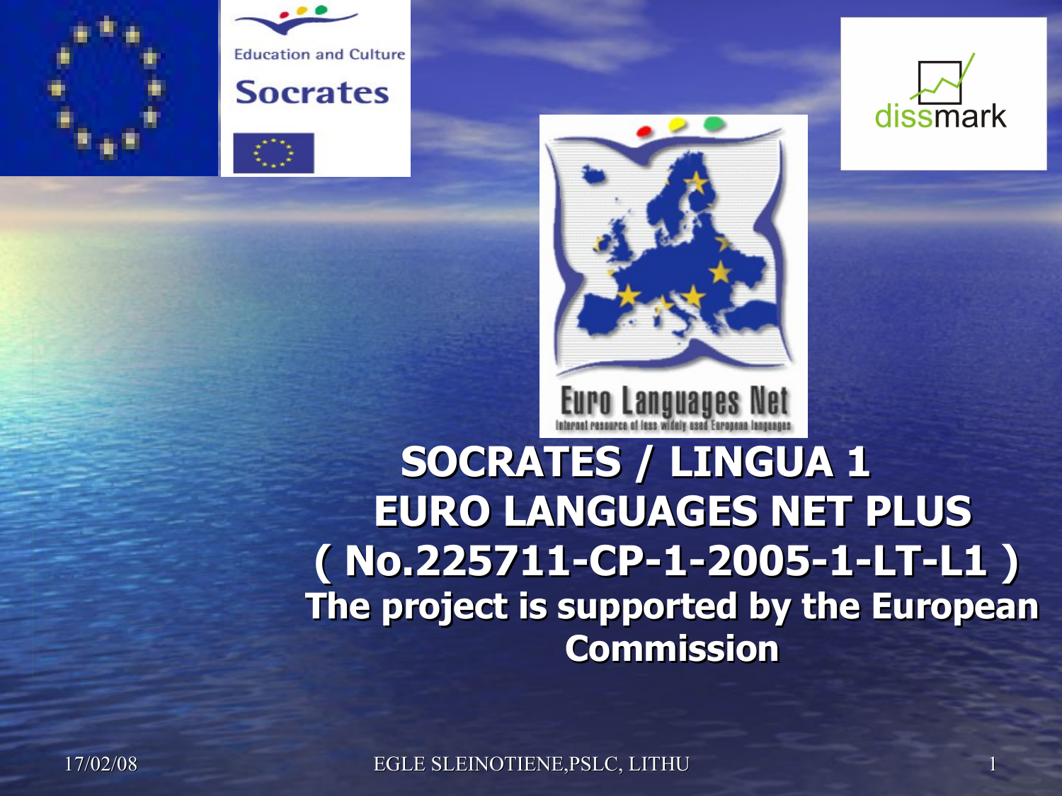# SOCRATES / LINGUA 1
# EURO LANGUAGES NET PLUS
# ( No.225711-CP-1-2005-1-LT-L1 )

**The project is supported by the European Commission**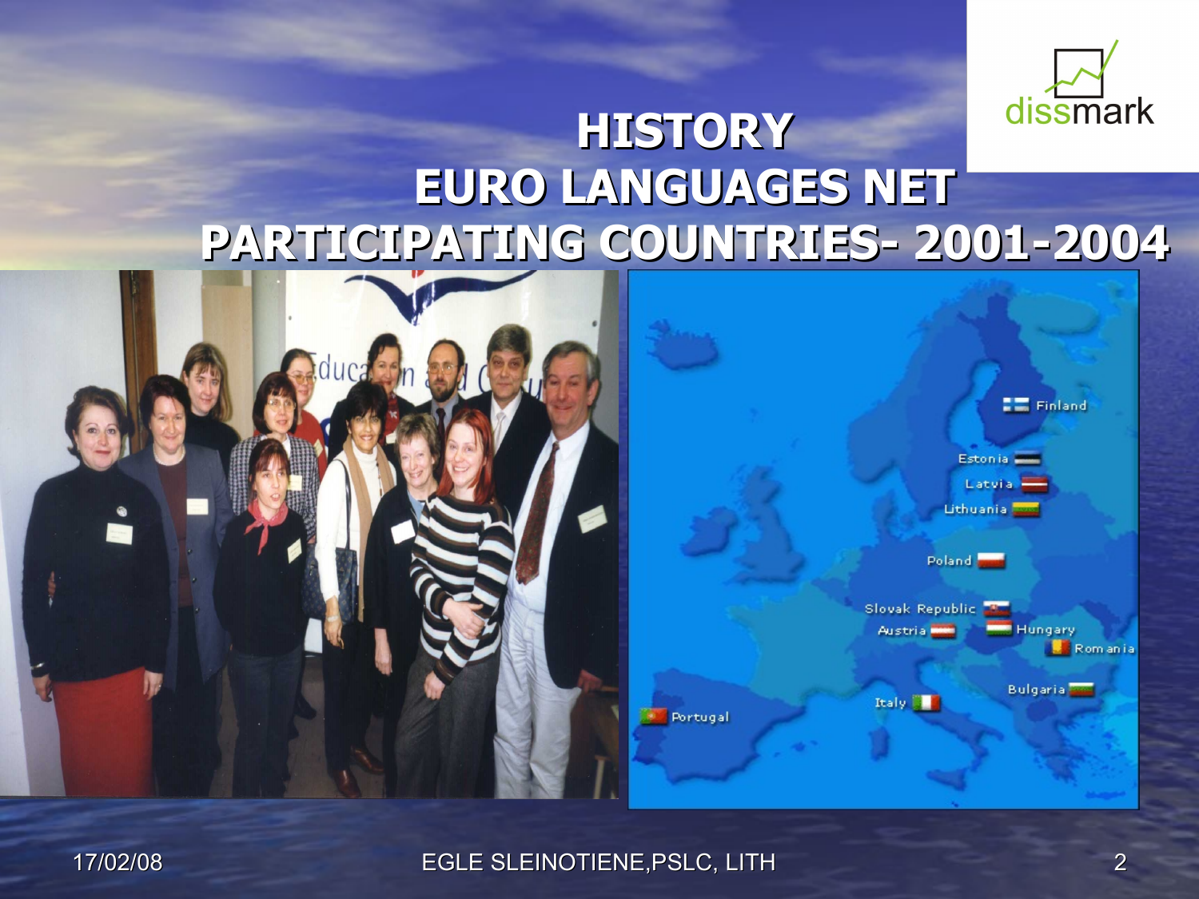# HISTORY
# EURO LANGUAGES NET
# PARTICIPATING COUNTRIES- 2001-2004

- Finland
- Estonia
- Latvia
- Lithuania
- Poland
- Slovak Republic
- Austria
- Hungary
- Romania
- Bulgaria
- Italy
- Portugal

17/02/08 EGLE SLEINOTIENE,PSLC, LITH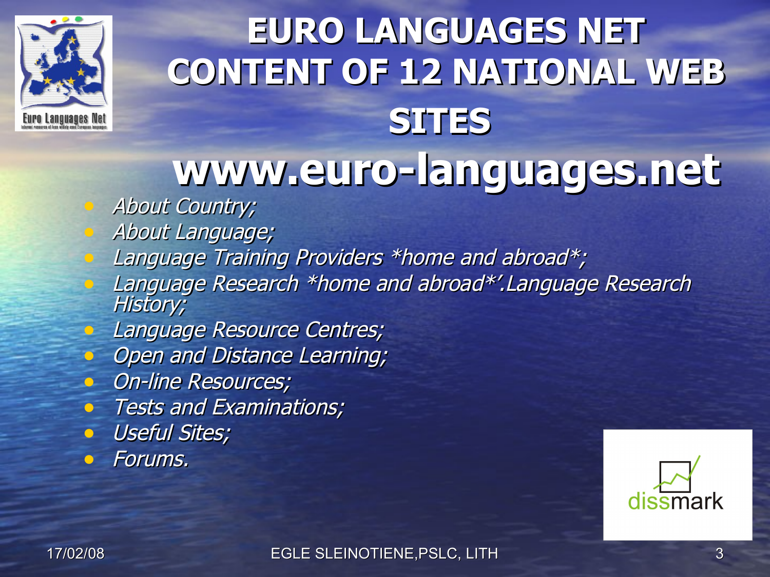# EURO LANGUAGES NET CONTENT OF 12 NATIONAL WEB SITES

# www.euro-languages.net

- *About Country;*
- *About Language;*
- *Language Training Providers *home and abroad*;*
- *Language Research *home and abroad*'.Language Research History;*
- *Language Resource Centres;*
- *Open and Distance Learning;*
- *On-line Resources;*
- *Tests and Examinations;*
- *Useful Sites;*
- *Forums.*

17/02/08

EGLE SLEINOTIENE,PSLC, LITH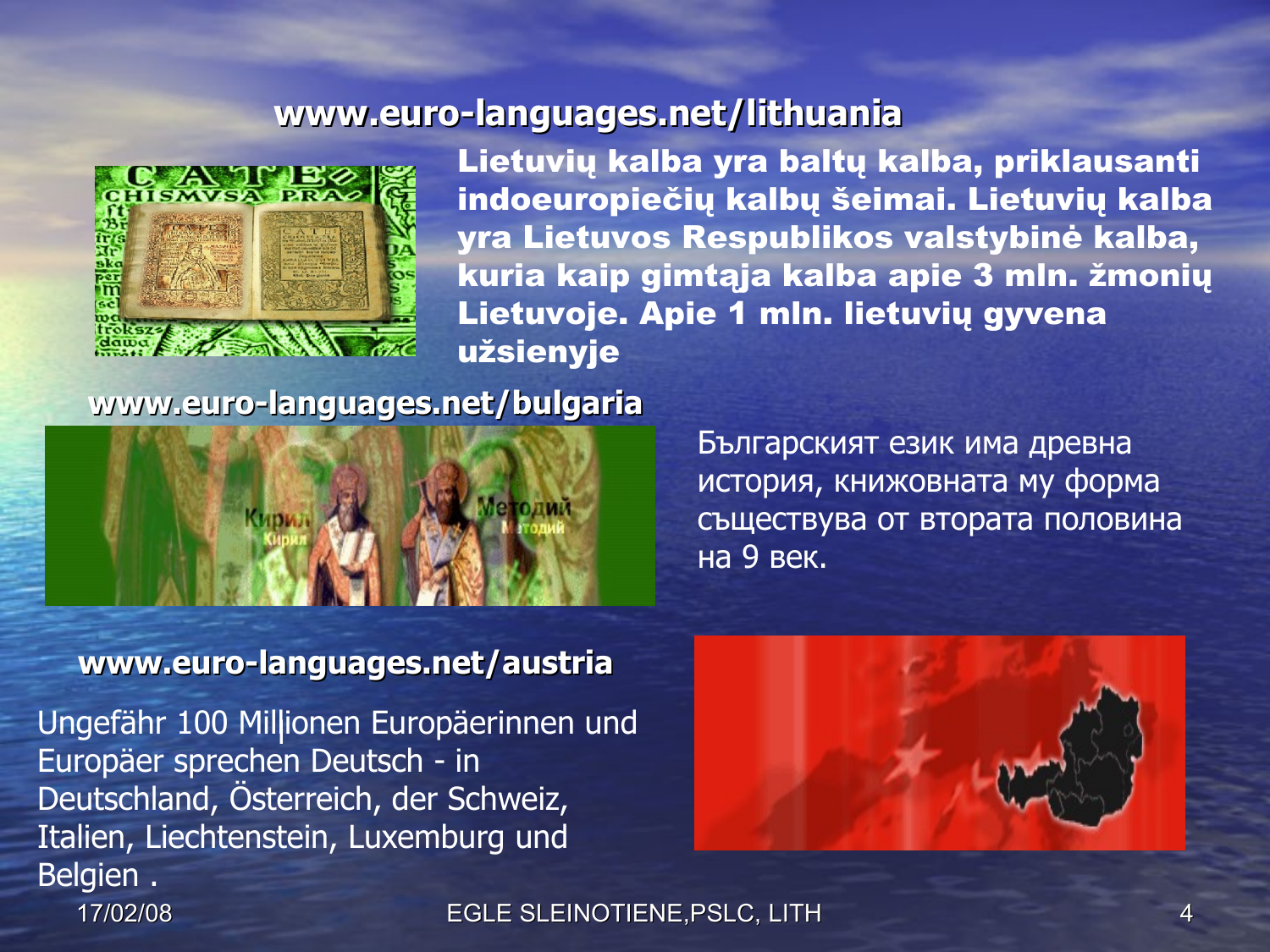**www.euro-languages.net/lithuania**

**Lietuvių kalba yra baltų kalba, priklausanti indoeuropiečių kalbų šeimai. Lietuvių kalba yra Lietuvos Respublikos valstybinė kalba, kuria kaip gimtąja kalba apie 3 mln. žmonių Lietuvoje. Apie 1 mln. lietuvių gyvena užsienyje**

**www.euro-languages.net/bulgaria**

Българският език има древна история, книжовната му форма съществува от втората половина на 9 век.

**www.euro-languages.net/austria**

Ungefähr 100 Millionen Europäerinnen und Europäer sprechen Deutsch - in Deutschland, Österreich, der Schweiz, Italien, Liechtenstein, Luxemburg und Belgien .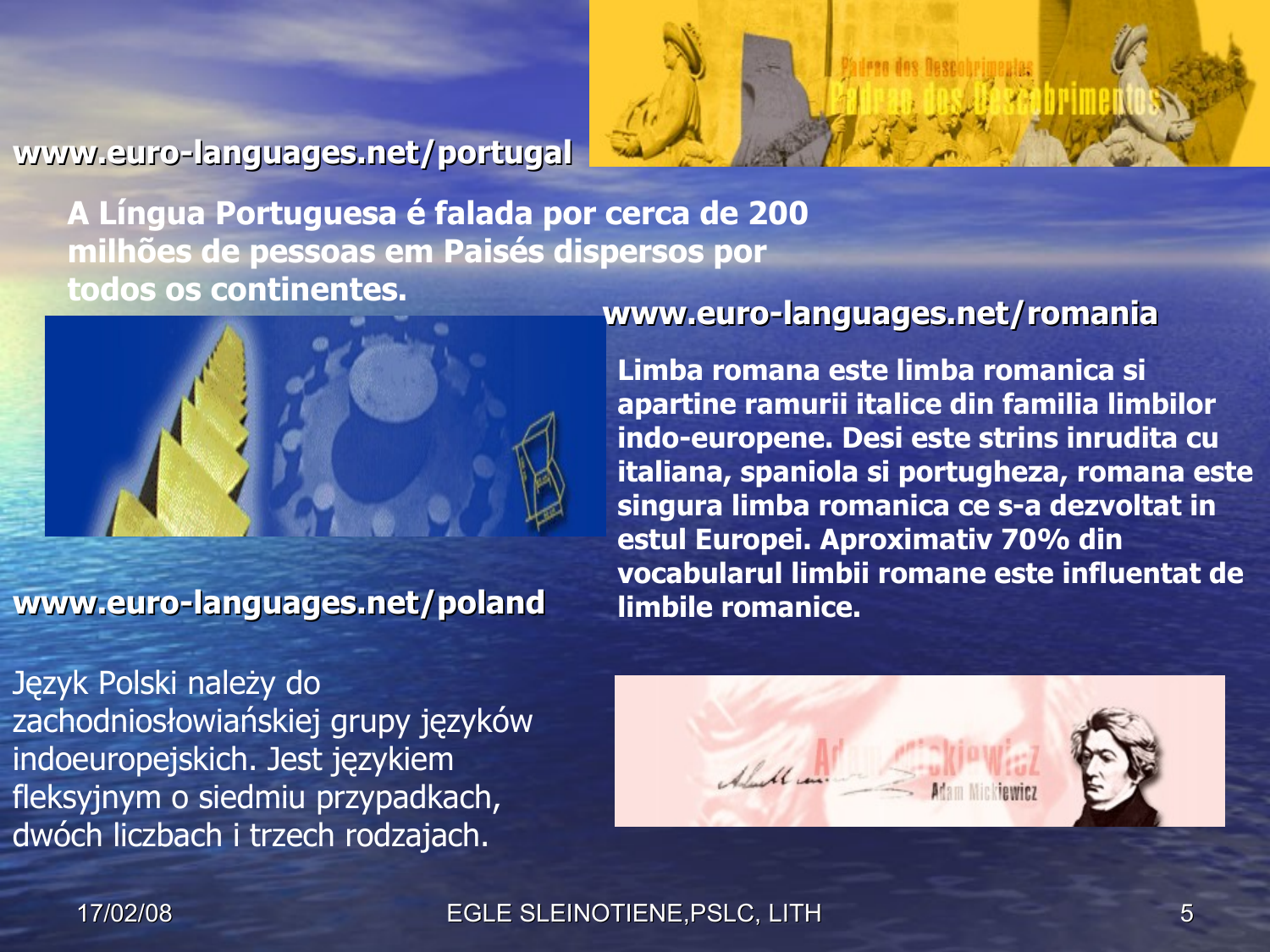**www.euro-languages.net/portugal**

**A Língua Portuguesa é falada por cerca de 200 milhões de pessoas em Paisés dispersos por todos os continentes.**

**www.euro-languages.net/romania**

**Limba romana este limba romanica si apartine ramurii italice din familia limbilor indo-europene. Desi este strins inrudita cu italiana, spaniola si portugheza, romana este singura limba romanica ce s-a dezvoltat in estul Europei. Aproximativ 70% din vocabularul limbii romane este influentat de limbile romanice.**

**www.euro-languages.net/poland**

Język Polski należy do zachodniosłowiańskiej grupy języków indoeuropejskich. Jest językiem fleksyjnym o siedmiu przypadkach, dwóch liczbach i trzech rodzajach.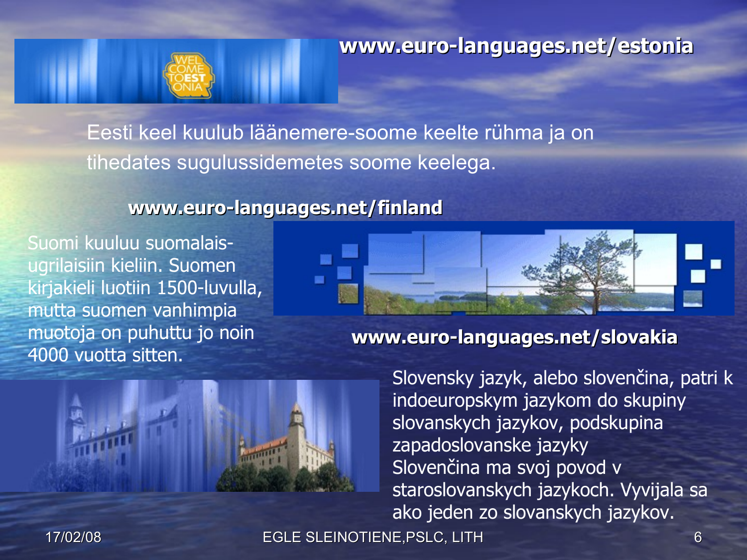**www.euro-languages.net/estonia**

Eesti keel kuulub läänemere-soome keelte rühma ja on tihedates sugulussidemetes soome keelega.

**www.euro-languages.net/finland**

Suomi kuuluu suomalais-ugrilaisiin kieliin. Suomen kirjakieli luotiin 1500-luvulla, mutta suomen vanhimpia muotoja on puhuttu jo noin 4000 vuotta sitten.

**www.euro-languages.net/slovakia**

Slovensky jazyk, alebo slovenčina, patri k indoeuropskym jazykom do skupiny slovanskych jazykov, podskupina zapadoslovanske jazyky
Slovenčina ma svoj povod v staroslovanskych jazykoch. Vyvijala sa ako jeden zo slovanskych jazykov.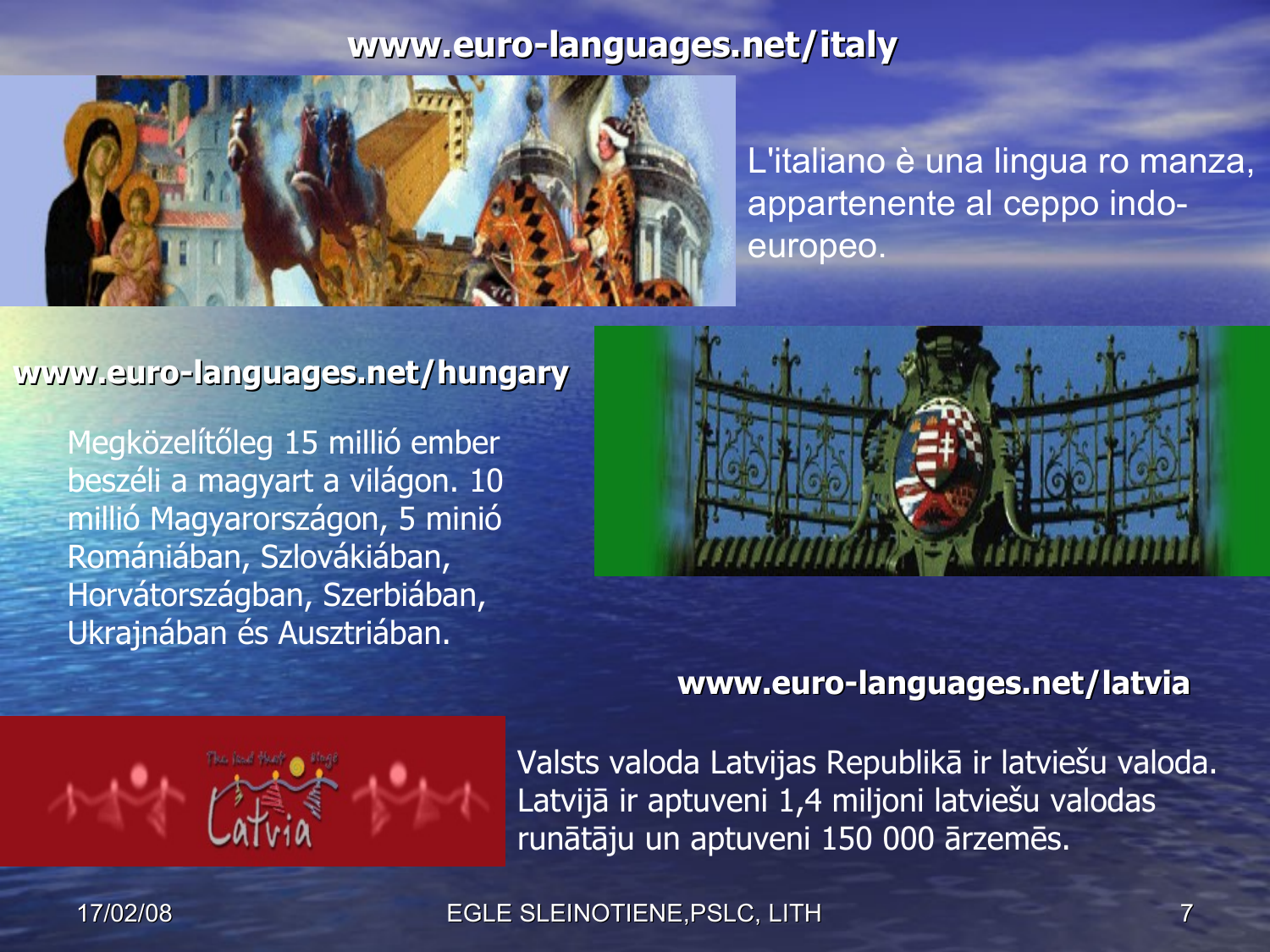**www.euro-languages.net/italy**

L'italiano è una lingua ro manza, appartenente al ceppo indo-europeo.

**www.euro-languages.net/hungary**

Megközelítőleg 15 millió ember beszéli a magyart a világon. 10 millió Magyarországon, 5 minió Romániában, Szlovákiában, Horvátországban, Szerbiában, Ukrajnában és Ausztriában.

**www.euro-languages.net/latvia**

Valsts valoda Latvijas Republikā ir latviešu valoda. Latvijā ir aptuveni 1,4 miljoni latviešu valodas runātāju un aptuveni 150 000 ārzemēs.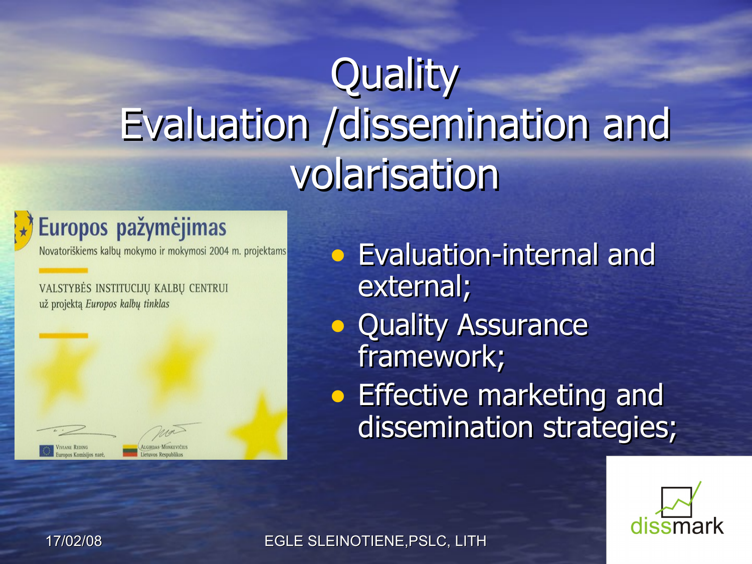# Quality
# Evaluation /dissemination and volarisation

Europos pažymėjimas

Novatoriškiems kalbų mokymo ir mokymosi 2004 m. projektams

VALSTYBĖS INSTITUCIJŲ KALBŲ CENTRUI
už projektą *Europos kalbų tinklas*

Viviane Reding
Europos Komisijos narė

Algirdas Monkevičius
Lietuvos Respublikos

- Evaluation-internal and external;
- Quality Assurance framework;
- Effective marketing and dissemination strategies;

17/02/08

EGLE SLEINOTIENE,PSLC, LITH

dissmark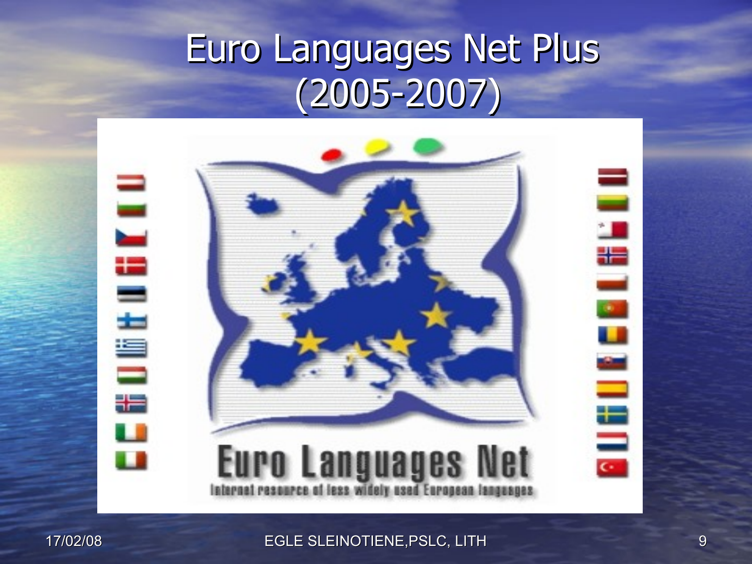# Euro Languages Net Plus (2005-2007)

Euro Languages Net

Internet resource of less widely used European languages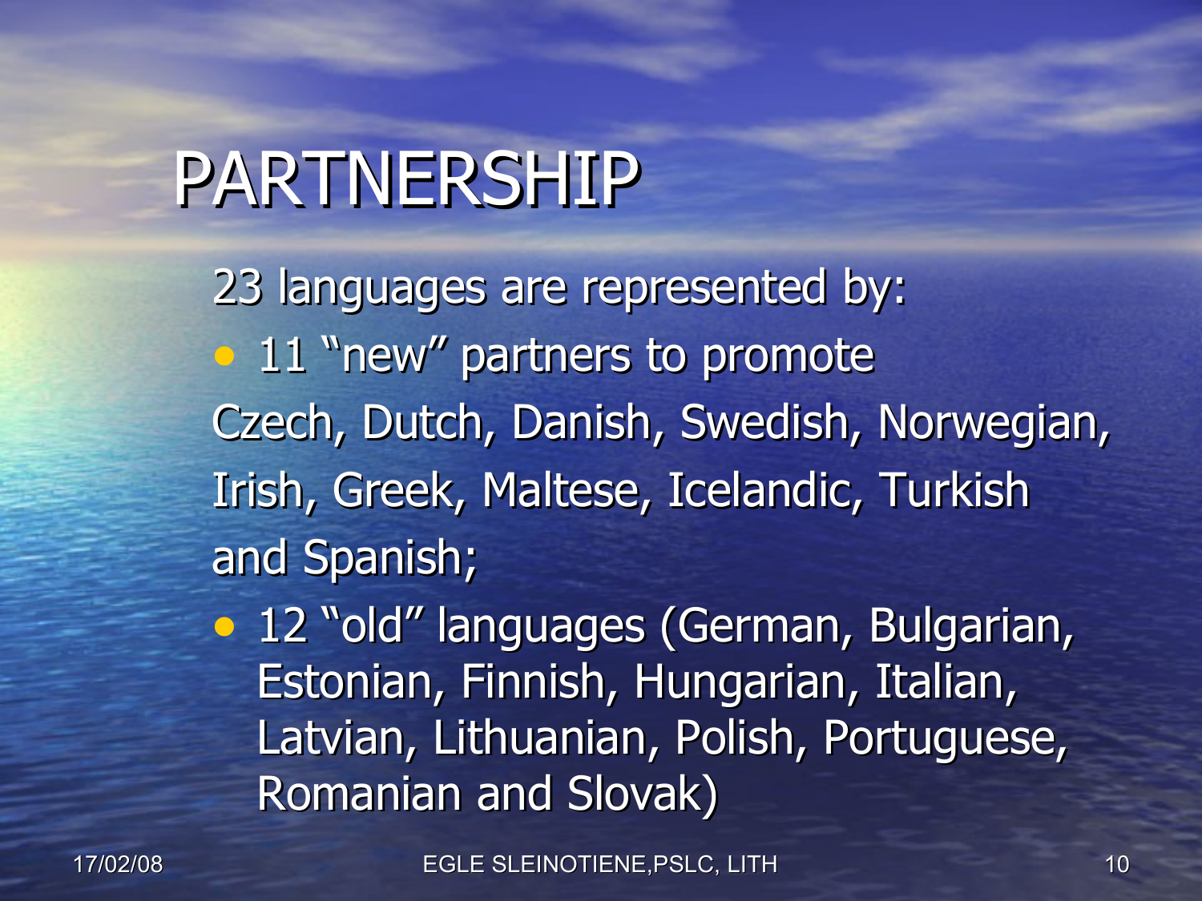# PARTNERSHIP

23 languages are represented by:

- 11 "new" partners to promote

Czech, Dutch, Danish, Swedish, Norwegian, Irish, Greek, Maltese, Icelandic, Turkish and Spanish;

- 12 "old" languages (German, Bulgarian, Estonian, Finnish, Hungarian, Italian, Latvian, Lithuanian, Polish, Portuguese, Romanian and Slovak)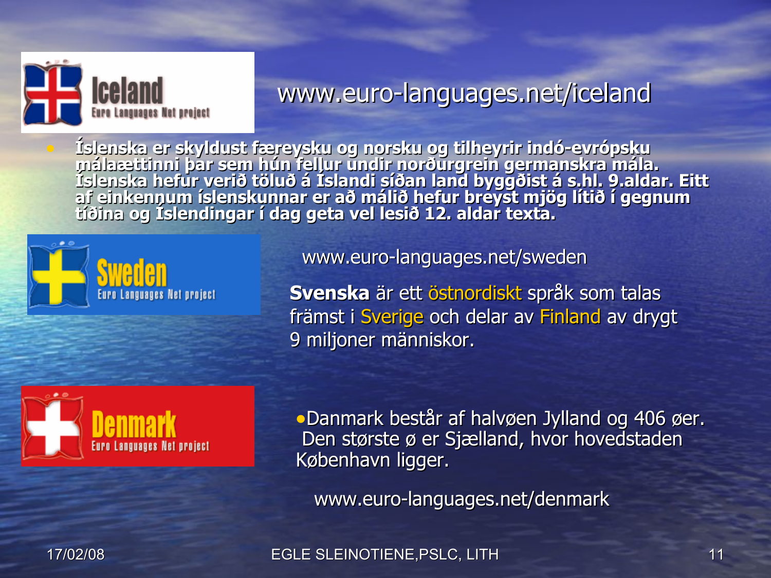Iceland
Euro Languages Net project

www.euro-languages.net/iceland

- Íslenska er skyldust færeysku og norsku og tilheyrir indó-evrópsku málaættinni þar sem hún fellur undir norðurgrein germanskra mála. Íslenska hefur verið töluð á Íslandi síðan land byggðist á s.hl. 9.aldar. Eitt af einkennum íslenskunnar er að málið hefur breyst mjög lítið í gegnum tíðina og Íslendingar í dag geta vel lesið 12. aldar texta.

Sweden
Euro Languages Net project

www.euro-languages.net/sweden

**Svenska** är ett östnordiskt språk som talas främst i Sverige och delar av Finland av drygt 9 miljoner människor.

Denmark
Euro Languages Net project

- Danmark består af halvøen Jylland og 406 øer. Den største ø er Sjælland, hvor hovedstaden København ligger.

www.euro-languages.net/denmark

17/02/08

EGLE SLEINOTIENE,PSLC, LITH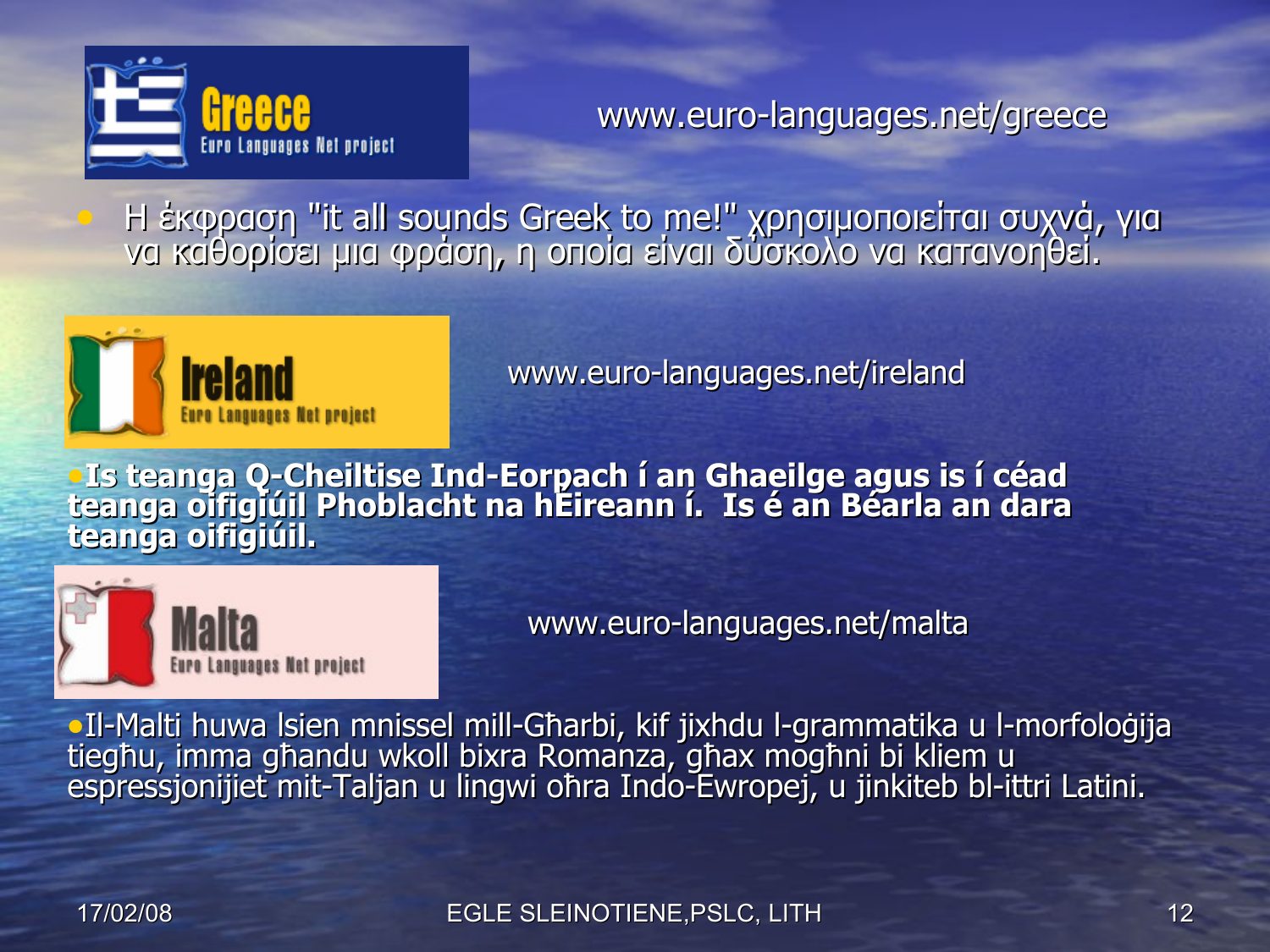**Greece**
Euro Languages Net project

www.euro-languages.net/greece

- Η έκφραση "it all sounds Greek to me!" χρησιμοποιείται συχνά, για να καθορίσει μια φράση, η οποία είναι δύσκολο να κατανοηθεί.

**Ireland**
Euro Languages Net project

www.euro-languages.net/ireland

- **Is teanga Q-Cheiltise Ind-Eorpach í an Ghaeilge agus is í céad teanga oifigiúil Phoblacht na hÉireann í. Is é an Béarla an dara teanga oifigiúil.**

**Malta**
Euro Languages Net project

www.euro-languages.net/malta

- Il-Malti huwa lsien mnissel mill-Għarbi, kif jixhdu l-grammatika u l-morfoloġija tiegħu, imma għandu wkoll bixra Romanza, għax mogħni bi kliem u espressjonijiet mit-Taljan u lingwi oħra Indo-Ewropej, u jinkiteb bl-ittri Latini.

17/02/08 EGLE SLEINOTIENE,PSLC, LITH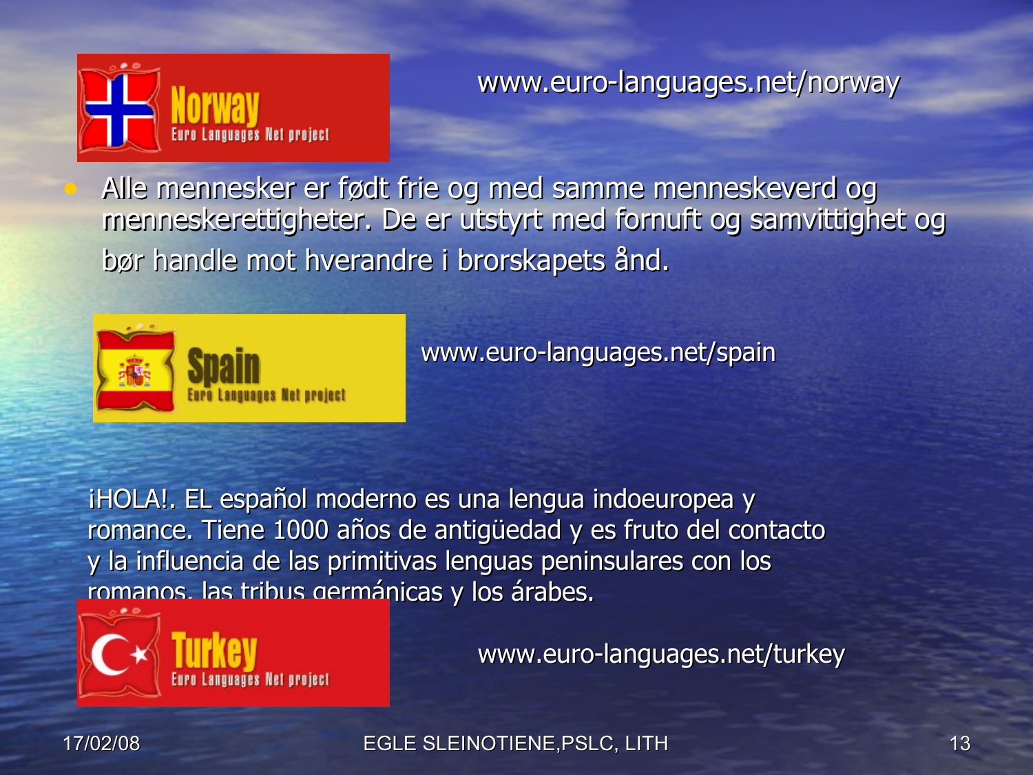Norway
Euro Languages Net project

www.euro-languages.net/norway

- Alle mennesker er født frie og med samme menneskeverd og menneskerettigheter. De er utstyrt med fornuft og samvittighet og bør handle mot hverandre i brorskapets ånd.

Spain
Euro Languages Net project

www.euro-languages.net/spain

¡HOLA!. EL español moderno es una lengua indoeuropea y romance. Tiene 1000 años de antigüedad y es fruto del contacto y la influencia de las primitivas lenguas peninsulares con los romanos, las tribus germánicas y los árabes.

Turkey
Euro Languages Net project

www.euro-languages.net/turkey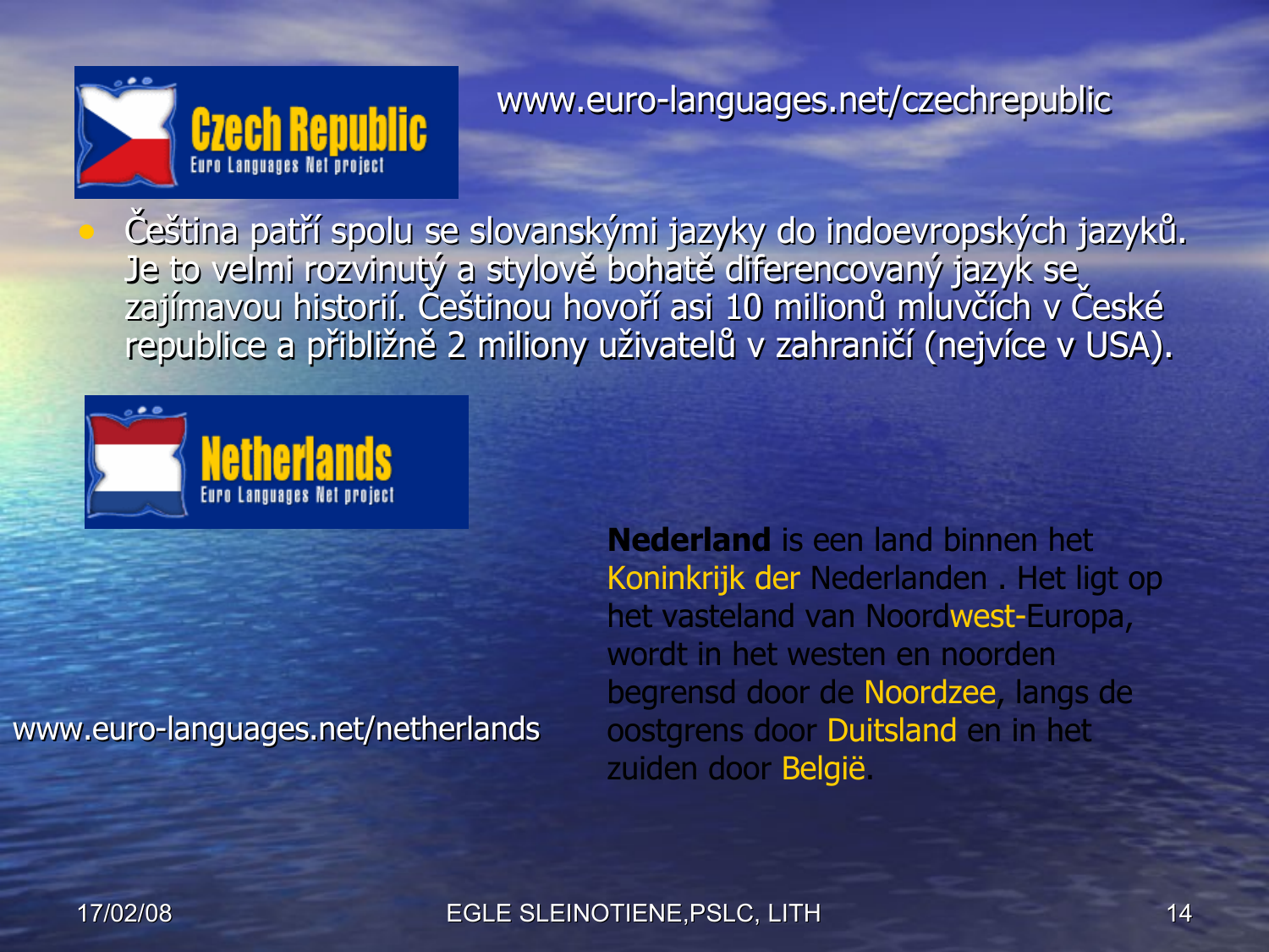**Czech Republic**
Euro Languages Net project

www.euro-languages.net/czechrepublic

- Čeština patří spolu se slovanskými jazyky do indoevropských jazyků. Je to velmi rozvinutý a stylově bohatě diferencovaný jazyk se zajímavou historií. Češtinou hovoří asi 10 milionů mluvčích v České republice a přibližně 2 miliony uživatelů v zahraničí (nejvíce v USA).

**Netherlands**
Euro Languages Net project

www.euro-languages.net/netherlands

**Nederland** is een land binnen het Koninkrijk der Nederlanden . Het ligt op het vasteland van Noordwest-Europa, wordt in het westen en noorden begrensd door de Noordzee, langs de oostgrens door Duitsland en in het zuiden door België.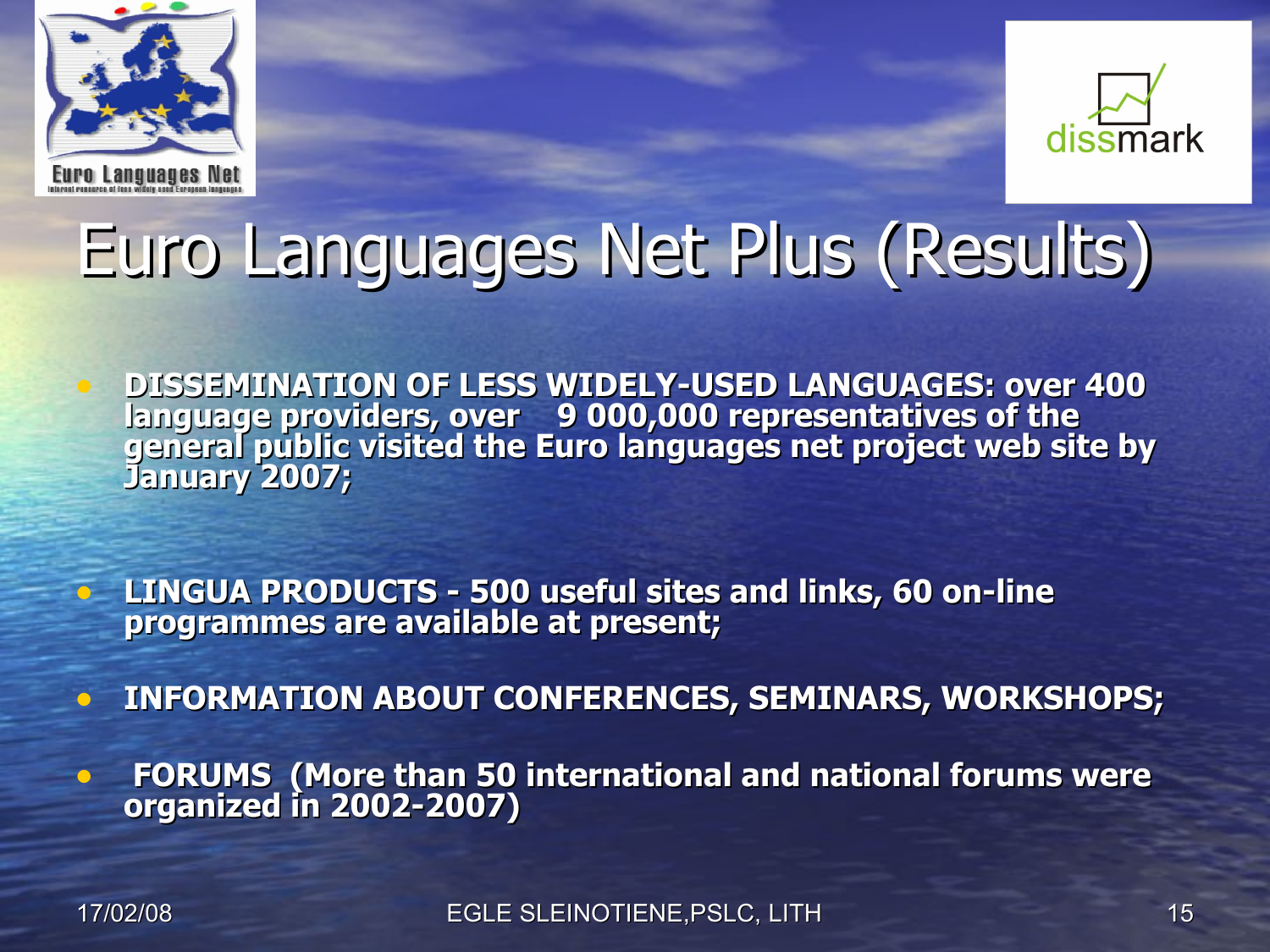# Euro Languages Net Plus (Results)

- **DISSEMINATION OF LESS WIDELY-USED LANGUAGES: over 400 language providers, over 9 000,000 representatives of the general public visited the Euro languages net project web site by January 2007;**
- **LINGUA PRODUCTS - 500 useful sites and links, 60 on-line programmes are available at present;**
- **INFORMATION ABOUT CONFERENCES, SEMINARS, WORKSHOPS;**
- **FORUMS (More than 50 international and national forums were organized in 2002-2007)**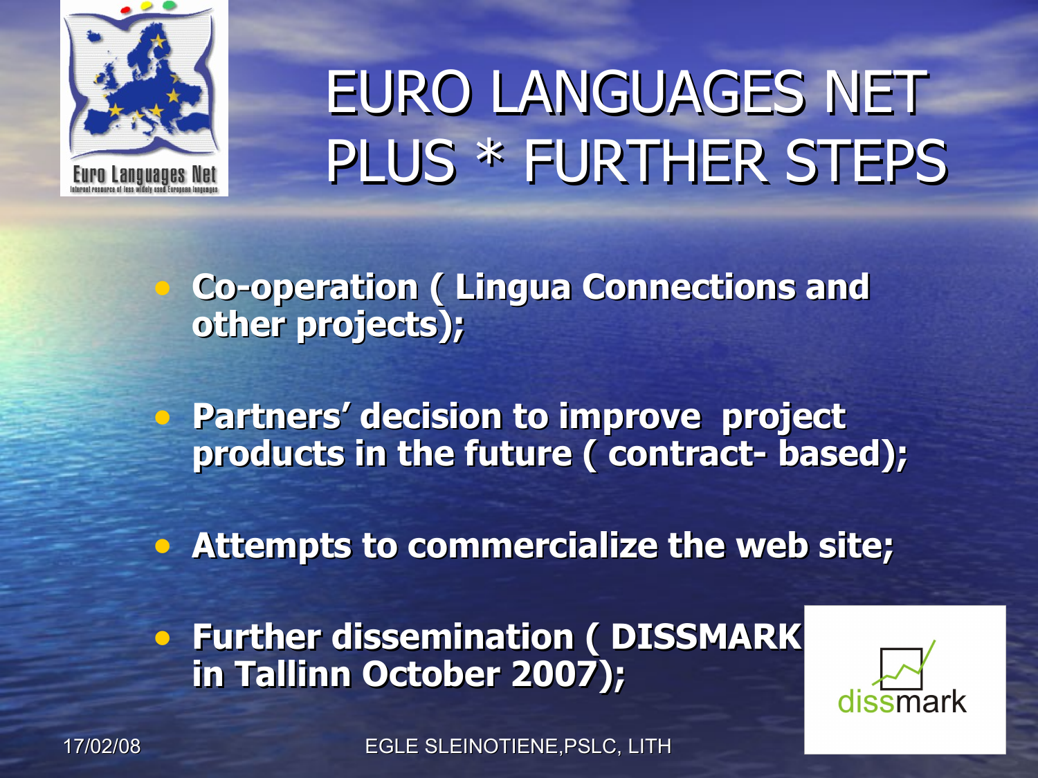# EURO LANGUAGES NET PLUS * FURTHER STEPS

- **Co-operation ( Lingua Connections and other projects);**
- **Partners' decision to improve project products in the future ( contract- based);**
- **Attempts to commercialize the web site;**
- **Further dissemination ( DISSMARK in Tallinn October 2007);**

17/02/08

EGLE SLEINOTIENE,PSLC, LITH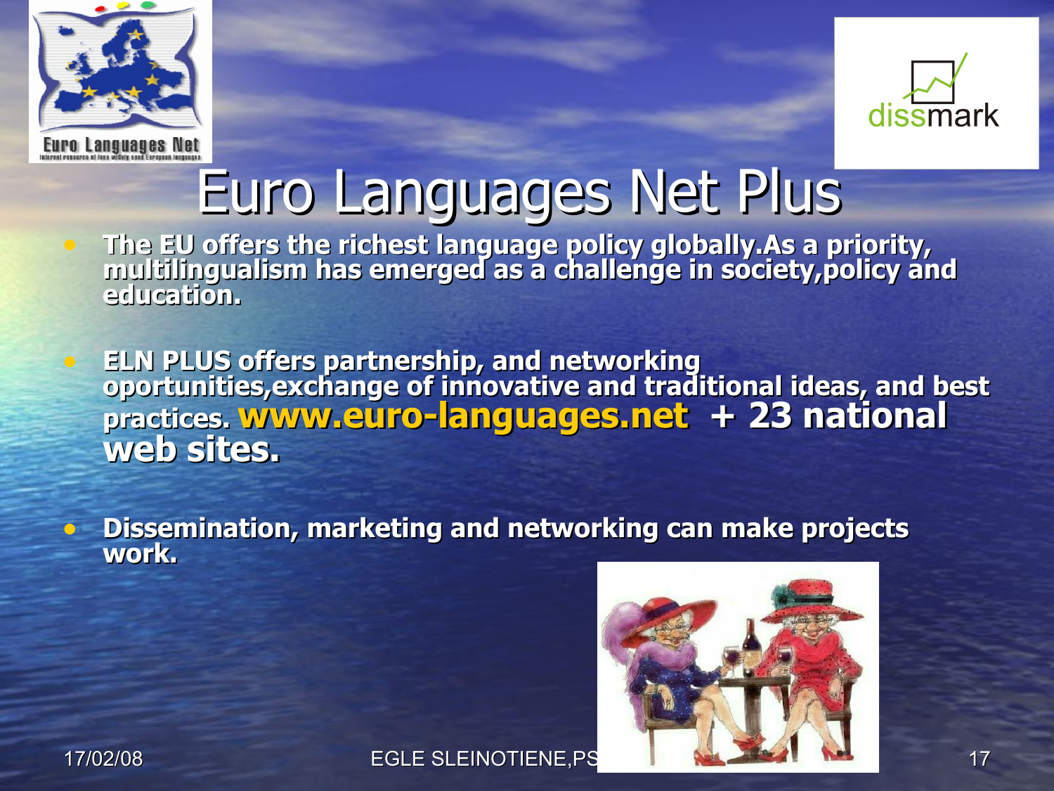# Euro Languages Net Plus

- **The EU offers the richest language policy globally.As a priority, multilingualism has emerged as a challenge in society,policy and education.**
- **ELN PLUS offers partnership, and networking oportunities,exchange of innovative and traditional ideas, and best practices. www.euro-languages.net + 23 national web sites.**
- **Dissemination, marketing and networking can make projects work.**